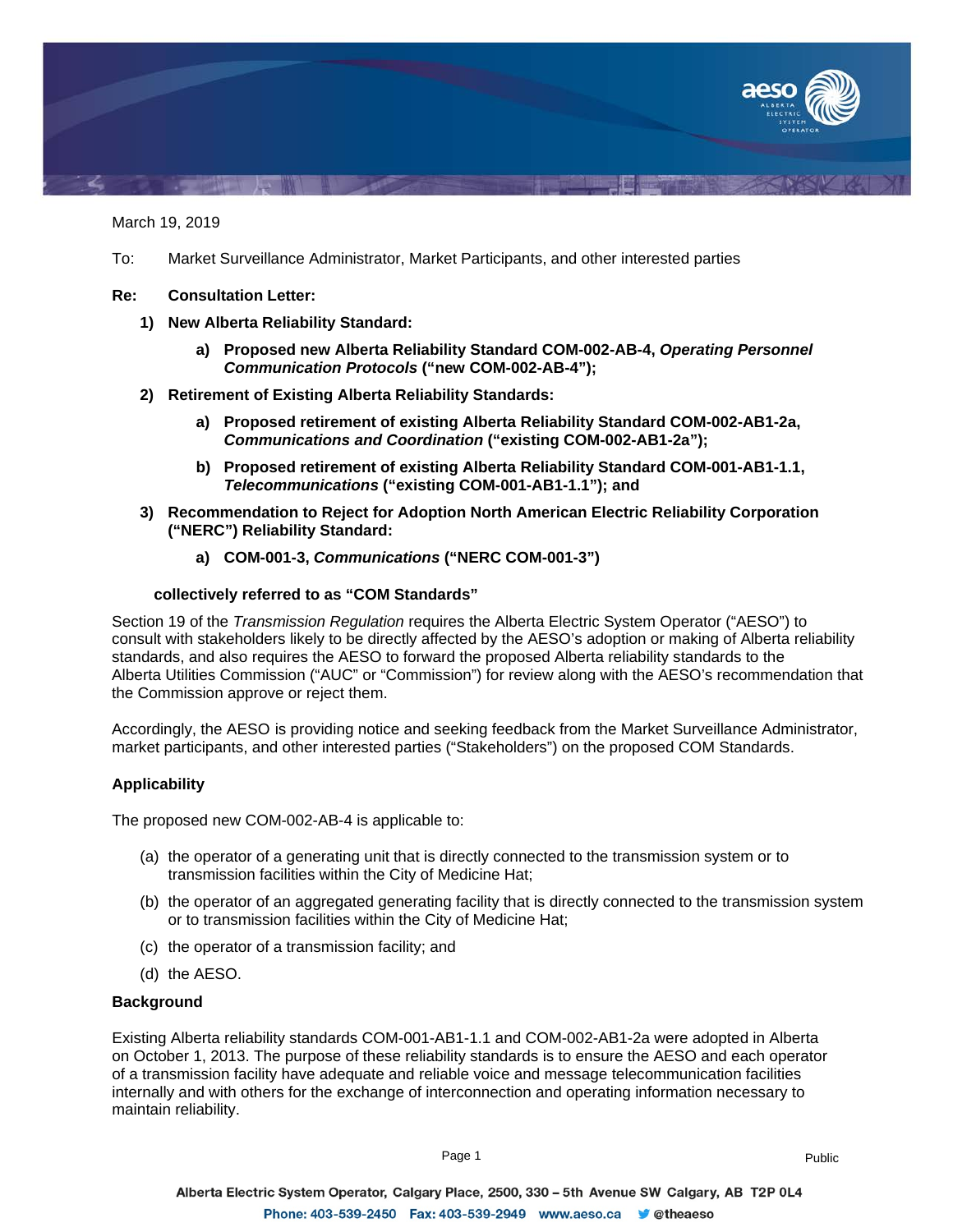March 19, 2019

To: Market Surveillance Administrator, Market Participants, and other interested parties

**Re: Consultation Letter:**

1) **New Alberta Reliability Standard:**
   a) **Proposed new Alberta Reliability Standard COM-002-AB-4, *Operating Personnel Communication Protocols* (“new COM-002-AB-4”);**
2) **Retirement of Existing Alberta Reliability Standards:**
   a) **Proposed retirement of existing Alberta Reliability Standard COM-002-AB1-2a, *Communications and Coordination* (“existing COM-002-AB1-2a”);**
   b) **Proposed retirement of existing Alberta Reliability Standard COM-001-AB1-1.1, *Telecommunications* (“existing COM-001-AB1-1.1”); and**
3) **Recommendation to Reject for Adoption North American Electric Reliability Corporation (“NERC”) Reliability Standard:**
   a) **COM-001-3, *Communications* (“NERC COM-001-3”)**

**collectively referred to as “COM Standards”**

Section 19 of the *Transmission Regulation* requires the Alberta Electric System Operator (“AESO”) to consult with stakeholders likely to be directly affected by the AESO’s adoption or making of Alberta reliability standards, and also requires the AESO to forward the proposed Alberta reliability standards to the Alberta Utilities Commission (“AUC” or “Commission”) for review along with the AESO’s recommendation that the Commission approve or reject them.

Accordingly, the AESO is providing notice and seeking feedback from the Market Surveillance Administrator, market participants, and other interested parties (“Stakeholders”) on the proposed COM Standards.

**Applicability**

The proposed new COM-002-AB-4 is applicable to:

(a) the operator of a generating unit that is directly connected to the transmission system or to transmission facilities within the City of Medicine Hat;

(b) the operator of an aggregated generating facility that is directly connected to the transmission system or to transmission facilities within the City of Medicine Hat;

(c) the operator of a transmission facility; and

(d) the AESO.

**Background**

Existing Alberta reliability standards COM-001-AB1-1.1 and COM-002-AB1-2a were adopted in Alberta on October 1, 2013. The purpose of these reliability standards is to ensure the AESO and each operator of a transmission facility have adequate and reliable voice and message telecommunication facilities internally and with others for the exchange of interconnection and operating information necessary to maintain reliability.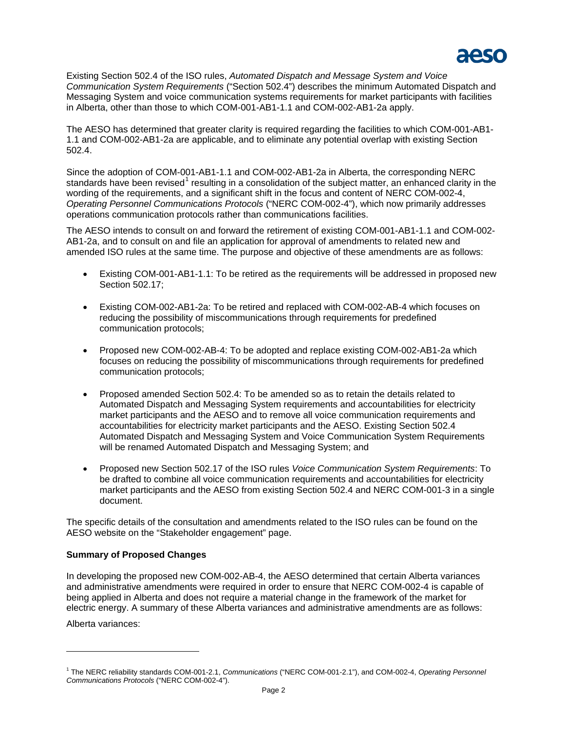Existing Section 502.4 of the ISO rules, *Automated Dispatch and Message System and Voice Communication System Requirements* ("Section 502.4") describes the minimum Automated Dispatch and Messaging System and voice communication systems requirements for market participants with facilities in Alberta, other than those to which COM-001-AB1-1.1 and COM-002-AB1-2a apply.

The AESO has determined that greater clarity is required regarding the facilities to which COM-001-AB1-1.1 and COM-002-AB1-2a are applicable, and to eliminate any potential overlap with existing Section 502.4.

Since the adoption of COM-001-AB1-1.1 and COM-002-AB1-2a in Alberta, the corresponding NERC standards have been revised[1] resulting in a consolidation of the subject matter, an enhanced clarity in the wording of the requirements, and a significant shift in the focus and content of NERC COM-002-4, *Operating Personnel Communications Protocols* ("NERC COM-002-4"), which now primarily addresses operations communication protocols rather than communications facilities.

The AESO intends to consult on and forward the retirement of existing COM-001-AB1-1.1 and COM-002-AB1-2a, and to consult on and file an application for approval of amendments to related new and amended ISO rules at the same time. The purpose and objective of these amendments are as follows:

- Existing COM-001-AB1-1.1: To be retired as the requirements will be addressed in proposed new Section 502.17;
- Existing COM-002-AB1-2a: To be retired and replaced with COM-002-AB-4 which focuses on reducing the possibility of miscommunications through requirements for predefined communication protocols;
- Proposed new COM-002-AB-4: To be adopted and replace existing COM-002-AB1-2a which focuses on reducing the possibility of miscommunications through requirements for predefined communication protocols;
- Proposed amended Section 502.4: To be amended so as to retain the details related to Automated Dispatch and Messaging System requirements and accountabilities for electricity market participants and the AESO and to remove all voice communication requirements and accountabilities for electricity market participants and the AESO. Existing Section 502.4 Automated Dispatch and Messaging System and Voice Communication System Requirements will be renamed Automated Dispatch and Messaging System; and
- Proposed new Section 502.17 of the ISO rules *Voice Communication System Requirements*: To be drafted to combine all voice communication requirements and accountabilities for electricity market participants and the AESO from existing Section 502.4 and NERC COM-001-3 in a single document.

The specific details of the consultation and amendments related to the ISO rules can be found on the AESO website on the "Stakeholder engagement" page.

**Summary of Proposed Changes**

In developing the proposed new COM-002-AB-4, the AESO determined that certain Alberta variances and administrative amendments were required in order to ensure that NERC COM-002-4 is capable of being applied in Alberta and does not require a material change in the framework of the market for electric energy. A summary of these Alberta variances and administrative amendments are as follows:

Alberta variances:

---

[1] The NERC reliability standards COM-001-2.1, *Communications* ("NERC COM-001-2.1"), and COM-002-4, *Operating Personnel Communications Protocols* ("NERC COM-002-4").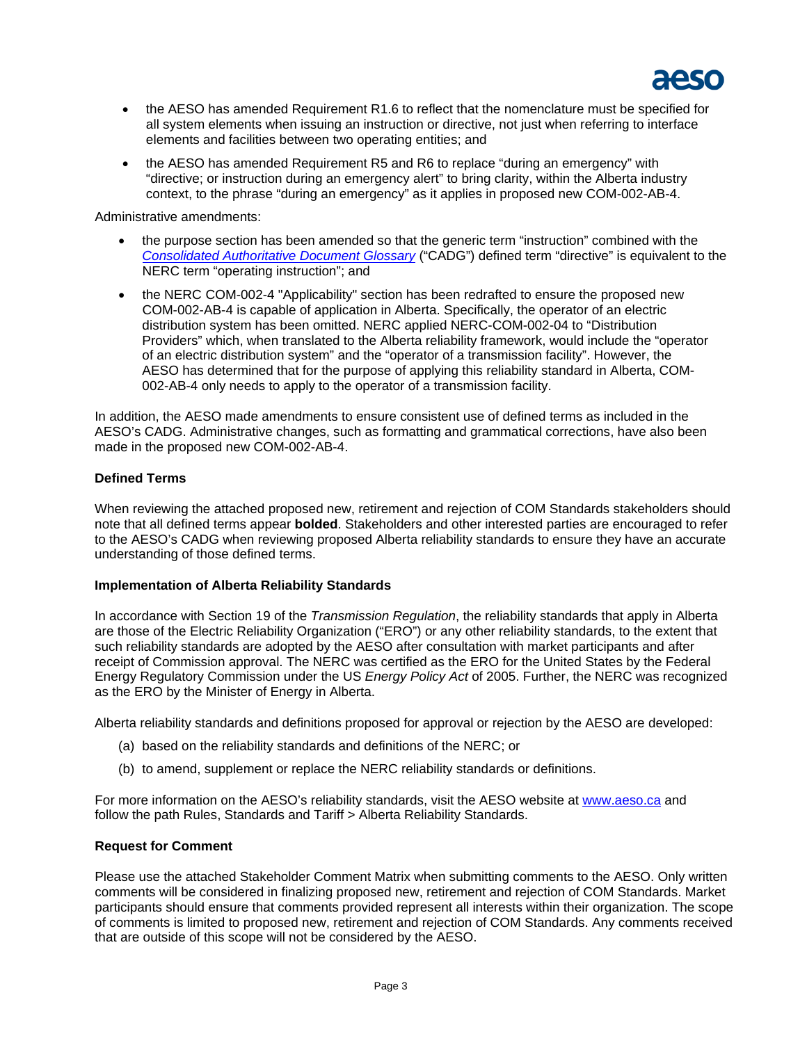- the AESO has amended Requirement R1.6 to reflect that the nomenclature must be specified for all system elements when issuing an instruction or directive, not just when referring to interface elements and facilities between two operating entities; and
- the AESO has amended Requirement R5 and R6 to replace "during an emergency" with "directive; or instruction during an emergency alert" to bring clarity, within the Alberta industry context, to the phrase "during an emergency" as it applies in proposed new COM-002-AB-4.

Administrative amendments:

- the purpose section has been amended so that the generic term "instruction" combined with the *Consolidated Authoritative Document Glossary* ("CADG") defined term "directive" is equivalent to the NERC term "operating instruction"; and
- the NERC COM-002-4 "Applicability" section has been redrafted to ensure the proposed new COM-002-AB-4 is capable of application in Alberta. Specifically, the operator of an electric distribution system has been omitted. NERC applied NERC-COM-002-04 to "Distribution Providers" which, when translated to the Alberta reliability framework, would include the "operator of an electric distribution system" and the "operator of a transmission facility". However, the AESO has determined that for the purpose of applying this reliability standard in Alberta, COM-002-AB-4 only needs to apply to the operator of a transmission facility.

In addition, the AESO made amendments to ensure consistent use of defined terms as included in the AESO's CADG. Administrative changes, such as formatting and grammatical corrections, have also been made in the proposed new COM-002-AB-4.

**Defined Terms**

When reviewing the attached proposed new, retirement and rejection of COM Standards stakeholders should note that all defined terms appear **bolded**. Stakeholders and other interested parties are encouraged to refer to the AESO's CADG when reviewing proposed Alberta reliability standards to ensure they have an accurate understanding of those defined terms.

**Implementation of Alberta Reliability Standards**

In accordance with Section 19 of the *Transmission Regulation*, the reliability standards that apply in Alberta are those of the Electric Reliability Organization ("ERO") or any other reliability standards, to the extent that such reliability standards are adopted by the AESO after consultation with market participants and after receipt of Commission approval. The NERC was certified as the ERO for the United States by the Federal Energy Regulatory Commission under the US *Energy Policy Act* of 2005. Further, the NERC was recognized as the ERO by the Minister of Energy in Alberta.

Alberta reliability standards and definitions proposed for approval or rejection by the AESO are developed:

(a) based on the reliability standards and definitions of the NERC; or

(b) to amend, supplement or replace the NERC reliability standards or definitions.

For more information on the AESO's reliability standards, visit the AESO website at www.aeso.ca and follow the path Rules, Standards and Tariff > Alberta Reliability Standards.

**Request for Comment**

Please use the attached Stakeholder Comment Matrix when submitting comments to the AESO. Only written comments will be considered in finalizing proposed new, retirement and rejection of COM Standards. Market participants should ensure that comments provided represent all interests within their organization. The scope of comments is limited to proposed new, retirement and rejection of COM Standards. Any comments received that are outside of this scope will not be considered by the AESO.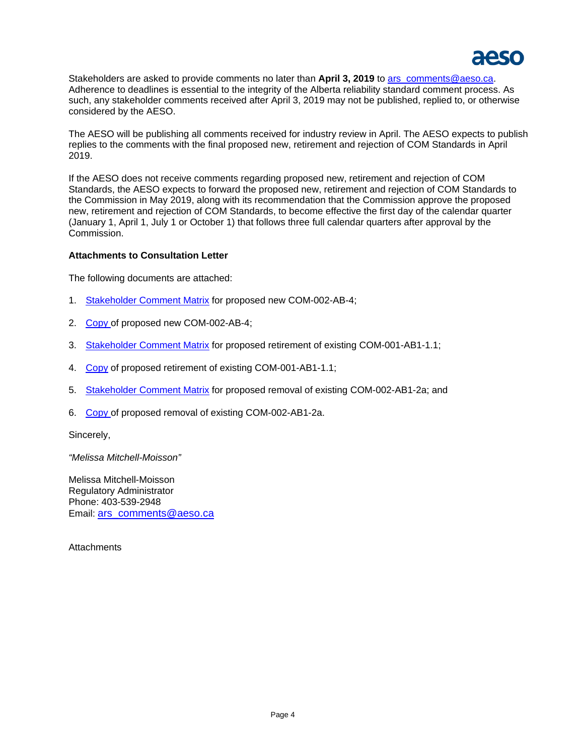Stakeholders are asked to provide comments no later than **April 3, 2019** to ars_comments@aeso.ca. Adherence to deadlines is essential to the integrity of the Alberta reliability standard comment process. As such, any stakeholder comments received after April 3, 2019 may not be published, replied to, or otherwise considered by the AESO.

The AESO will be publishing all comments received for industry review in April. The AESO expects to publish replies to the comments with the final proposed new, retirement and rejection of COM Standards in April 2019.

If the AESO does not receive comments regarding proposed new, retirement and rejection of COM Standards, the AESO expects to forward the proposed new, retirement and rejection of COM Standards to the Commission in May 2019, along with its recommendation that the Commission approve the proposed new, retirement and rejection of COM Standards, to become effective the first day of the calendar quarter (January 1, April 1, July 1 or October 1) that follows three full calendar quarters after approval by the Commission.

**Attachments to Consultation Letter**

The following documents are attached:

1. Stakeholder Comment Matrix for proposed new COM-002-AB-4;
2. Copy of proposed new COM-002-AB-4;
3. Stakeholder Comment Matrix for proposed retirement of existing COM-001-AB1-1.1;
4. Copy of proposed retirement of existing COM-001-AB1-1.1;
5. Stakeholder Comment Matrix for proposed removal of existing COM-002-AB1-2a; and
6. Copy of proposed removal of existing COM-002-AB1-2a.

Sincerely,

*"Melissa Mitchell-Moisson"*

Melissa Mitchell-Moisson
Regulatory Administrator
Phone: 403-539-2948
Email: ars_comments@aeso.ca

Attachments